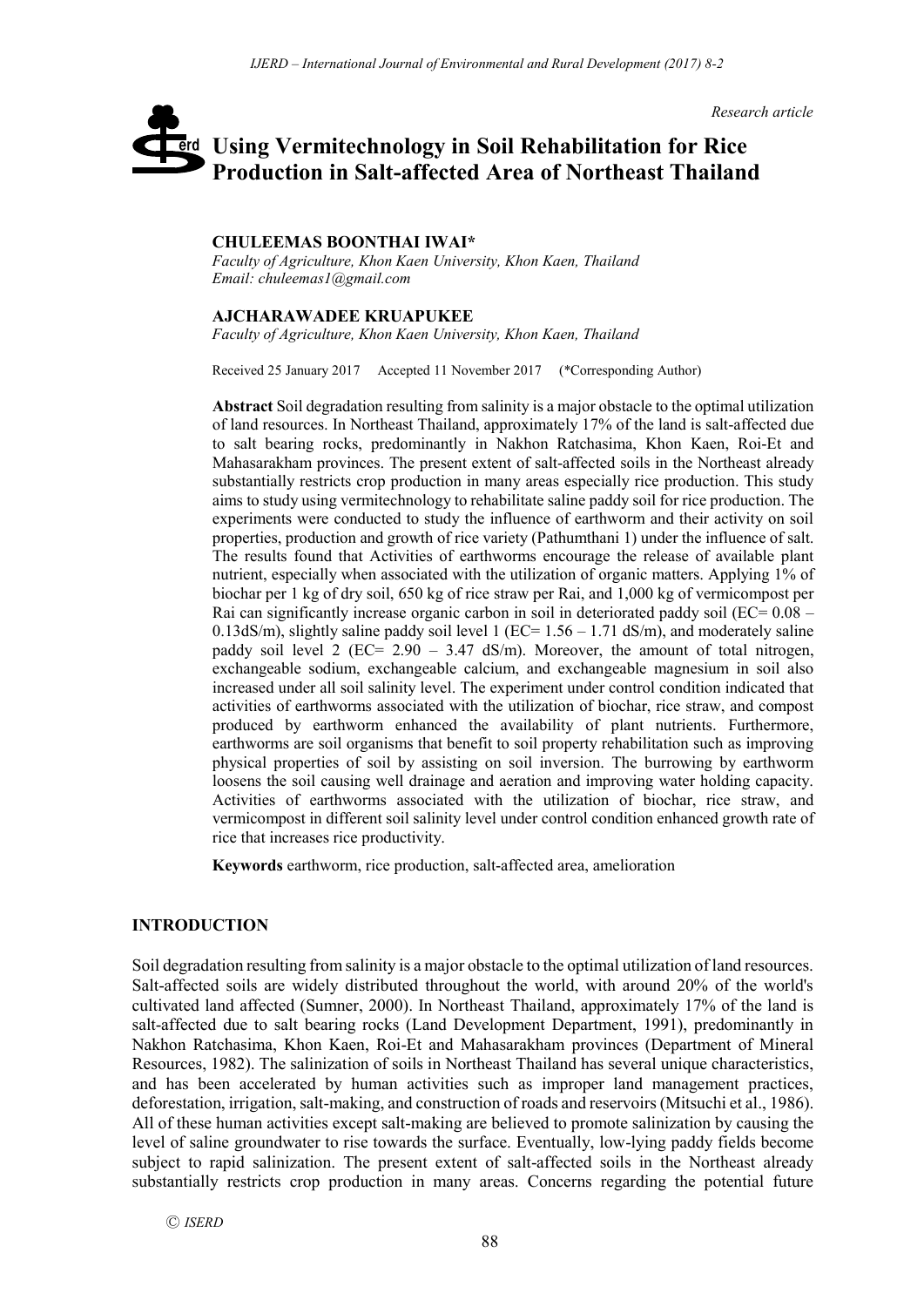*Research article*

# Using Vermitechnology in Soil Rehabilitation for Rice Production in Salt-affected Area of Northeast Thailand

**CHULEEMAS BOONTHAI IWAI***

*Faculty of Agriculture, Khon Kaen University, Khon Kaen, Thailand*
*Email: chuleemas1@gmail.com*

**AJCHARAWADEE KRUAPUKEE**

*Faculty of Agriculture, Khon Kaen University, Khon Kaen, Thailand*

Received 25 January 2017 Accepted 11 November 2017 (*Corresponding Author)

**Abstract** Soil degradation resulting from salinity is a major obstacle to the optimal utilization of land resources. In Northeast Thailand, approximately 17% of the land is salt-affected due to salt bearing rocks, predominantly in Nakhon Ratchasima, Khon Kaen, Roi-Et and Mahasarakham provinces. The present extent of salt-affected soils in the Northeast already substantially restricts crop production in many areas especially rice production. This study aims to study using vermitechnology to rehabilitate saline paddy soil for rice production. The experiments were conducted to study the influence of earthworm and their activity on soil properties, production and growth of rice variety (Pathumthani 1) under the influence of salt. The results found that Activities of earthworms encourage the release of available plant nutrient, especially when associated with the utilization of organic matters. Applying 1% of biochar per 1 kg of dry soil, 650 kg of rice straw per Rai, and 1,000 kg of vermicompost per Rai can significantly increase organic carbon in soil in deteriorated paddy soil (EC= 0.08 – 0.13dS/m), slightly saline paddy soil level 1 (EC= 1.56 – 1.71 dS/m), and moderately saline paddy soil level 2 (EC= 2.90 – 3.47 dS/m). Moreover, the amount of total nitrogen, exchangeable sodium, exchangeable calcium, and exchangeable magnesium in soil also increased under all soil salinity level. The experiment under control condition indicated that activities of earthworms associated with the utilization of biochar, rice straw, and compost produced by earthworm enhanced the availability of plant nutrients. Furthermore, earthworms are soil organisms that benefit to soil property rehabilitation such as improving physical properties of soil by assisting on soil inversion. The burrowing by earthworm loosens the soil causing well drainage and aeration and improving water holding capacity. Activities of earthworms associated with the utilization of biochar, rice straw, and vermicompost in different soil salinity level under control condition enhanced growth rate of rice that increases rice productivity.

**Keywords** earthworm, rice production, salt-affected area, amelioration

## INTRODUCTION

Soil degradation resulting from salinity is a major obstacle to the optimal utilization of land resources. Salt-affected soils are widely distributed throughout the world, with around 20% of the world's cultivated land affected (Sumner, 2000). In Northeast Thailand, approximately 17% of the land is salt-affected due to salt bearing rocks (Land Development Department, 1991), predominantly in Nakhon Ratchasima, Khon Kaen, Roi-Et and Mahasarakham provinces (Department of Mineral Resources, 1982). The salinization of soils in Northeast Thailand has several unique characteristics, and has been accelerated by human activities such as improper land management practices, deforestation, irrigation, salt-making, and construction of roads and reservoirs (Mitsuchi et al., 1986). All of these human activities except salt-making are believed to promote salinization by causing the level of saline groundwater to rise towards the surface. Eventually, low-lying paddy fields become subject to rapid salinization. The present extent of salt-affected soils in the Northeast already substantially restricts crop production in many areas. Concerns regarding the potential future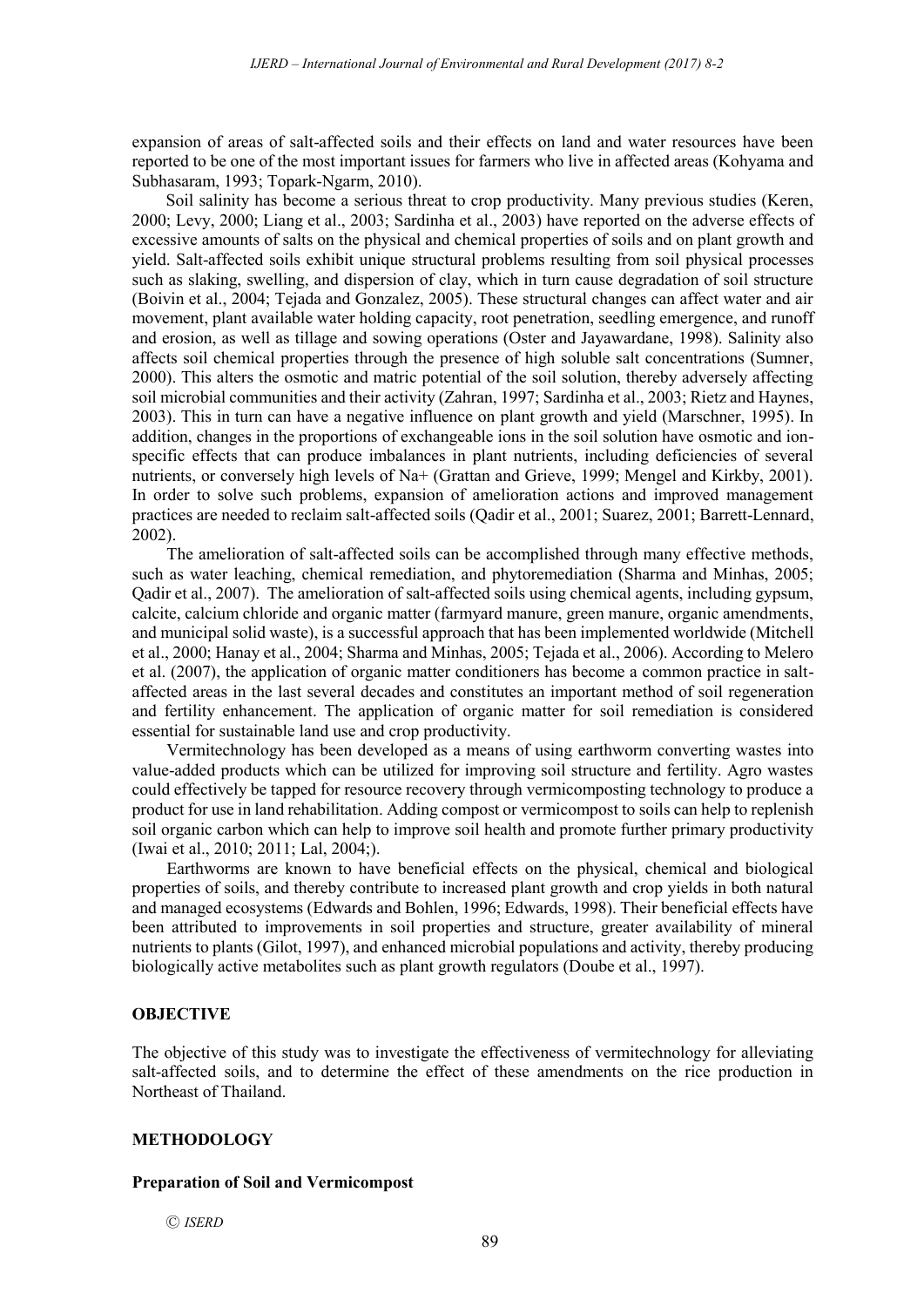expansion of areas of salt-affected soils and their effects on land and water resources have been reported to be one of the most important issues for farmers who live in affected areas (Kohyama and Subhasaram, 1993; Topark-Ngarm, 2010).

Soil salinity has become a serious threat to crop productivity. Many previous studies (Keren, 2000; Levy, 2000; Liang et al., 2003; Sardinha et al., 2003) have reported on the adverse effects of excessive amounts of salts on the physical and chemical properties of soils and on plant growth and yield. Salt-affected soils exhibit unique structural problems resulting from soil physical processes such as slaking, swelling, and dispersion of clay, which in turn cause degradation of soil structure (Boivin et al., 2004; Tejada and Gonzalez, 2005). These structural changes can affect water and air movement, plant available water holding capacity, root penetration, seedling emergence, and runoff and erosion, as well as tillage and sowing operations (Oster and Jayawardane, 1998). Salinity also affects soil chemical properties through the presence of high soluble salt concentrations (Sumner, 2000). This alters the osmotic and matric potential of the soil solution, thereby adversely affecting soil microbial communities and their activity (Zahran, 1997; Sardinha et al., 2003; Rietz and Haynes, 2003). This in turn can have a negative influence on plant growth and yield (Marschner, 1995). In addition, changes in the proportions of exchangeable ions in the soil solution have osmotic and ion-specific effects that can produce imbalances in plant nutrients, including deficiencies of several nutrients, or conversely high levels of $Na^+$ (Grattan and Grieve, 1999; Mengel and Kirkby, 2001). In order to solve such problems, expansion of amelioration actions and improved management practices are needed to reclaim salt-affected soils (Qadir et al., 2001; Suarez, 2001; Barrett-Lennard, 2002).

The amelioration of salt-affected soils can be accomplished through many effective methods, such as water leaching, chemical remediation, and phytoremediation (Sharma and Minhas, 2005; Qadir et al., 2007). The amelioration of salt-affected soils using chemical agents, including gypsum, calcite, calcium chloride and organic matter (farmyard manure, green manure, organic amendments, and municipal solid waste), is a successful approach that has been implemented worldwide (Mitchell et al., 2000; Hanay et al., 2004; Sharma and Minhas, 2005; Tejada et al., 2006). According to Melero et al. (2007), the application of organic matter conditioners has become a common practice in salt-affected areas in the last several decades and constitutes an important method of soil regeneration and fertility enhancement. The application of organic matter for soil remediation is considered essential for sustainable land use and crop productivity.

Vermitechnology has been developed as a means of using earthworm converting wastes into value-added products which can be utilized for improving soil structure and fertility. Agro wastes could effectively be tapped for resource recovery through vermicomposting technology to produce a product for use in land rehabilitation. Adding compost or vermicompost to soils can help to replenish soil organic carbon which can help to improve soil health and promote further primary productivity (Iwai et al., 2010; 2011; Lal, 2004;).

Earthworms are known to have beneficial effects on the physical, chemical and biological properties of soils, and thereby contribute to increased plant growth and crop yields in both natural and managed ecosystems (Edwards and Bohlen, 1996; Edwards, 1998). Their beneficial effects have been attributed to improvements in soil properties and structure, greater availability of mineral nutrients to plants (Gilot, 1997), and enhanced microbial populations and activity, thereby producing biologically active metabolites such as plant growth regulators (Doube et al., 1997).

## OBJECTIVE

The objective of this study was to investigate the effectiveness of vermitechnology for alleviating salt-affected soils, and to determine the effect of these amendments on the rice production in Northeast of Thailand.

## METHODOLOGY

### Preparation of Soil and Vermicompost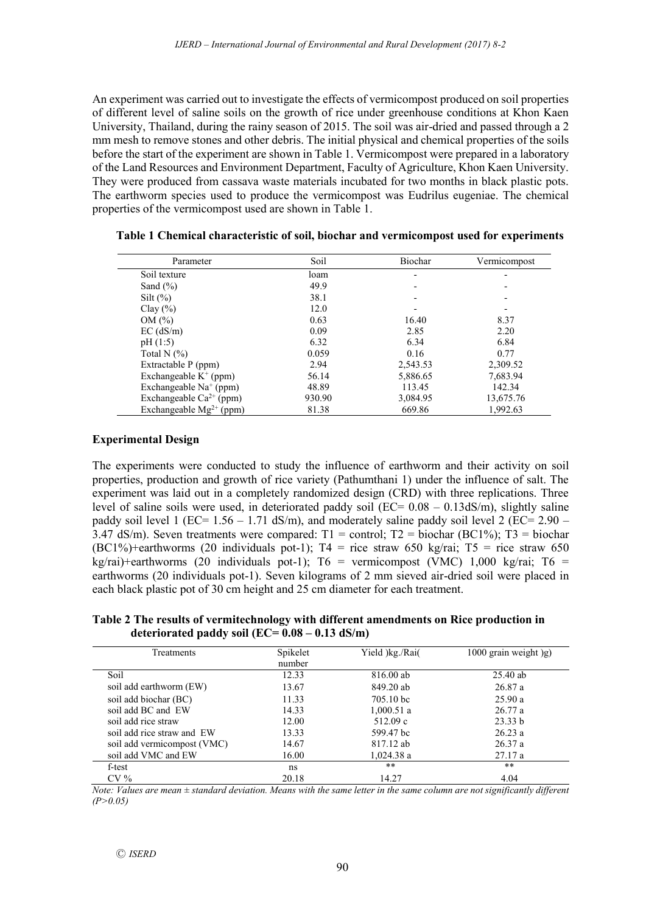An experiment was carried out to investigate the effects of vermicompost produced on soil properties of different level of saline soils on the growth of rice under greenhouse conditions at Khon Kaen University, Thailand, during the rainy season of 2015. The soil was air-dried and passed through a 2 mm mesh to remove stones and other debris. The initial physical and chemical properties of the soils before the start of the experiment are shown in Table 1. Vermicompost were prepared in a laboratory of the Land Resources and Environment Department, Faculty of Agriculture, Khon Kaen University. They were produced from cassava waste materials incubated for two months in black plastic pots. The earthworm species used to produce the vermicompost was Eudrilus eugeniae. The chemical properties of the vermicompost used are shown in Table 1.

**Table 1 Chemical characteristic of soil, biochar and vermicompost used for experiments**

| Parameter | Soil | Biochar | Vermicompost |
|---|---|---|---|
| Soil texture | loam | - | - |
| Sand (%) | 49.9 | - | - |
| Silt (%) | 38.1 | - | - |
| Clay (%) | 12.0 | - | - |
| OM (%) | 0.63 | 16.40 | 8.37 |
| EC (dS/m) | 0.09 | 2.85 | 2.20 |
| pH (1:5) | 6.32 | 6.34 | 6.84 |
| Total N (%) | 0.059 | 0.16 | 0.77 |
| Extractable P (ppm) | 2.94 | 2,543.53 | 2,309.52 |
| Exchangeable $K^+$ (ppm) | 56.14 | 5,886.65 | 7,683.94 |
| Exchangeable $Na^+$ (ppm) | 48.89 | 113.45 | 142.34 |
| Exchangeable $Ca^{2+}$ (ppm) | 930.90 | 3,084.95 | 13,675.76 |
| Exchangeable $Mg^{2+}$ (ppm) | 81.38 | 669.86 | 1,992.63 |

## Experimental Design

The experiments were conducted to study the influence of earthworm and their activity on soil properties, production and growth of rice variety (Pathumthani 1) under the influence of salt. The experiment was laid out in a completely randomized design (CRD) with three replications. Three level of saline soils were used, in deteriorated paddy soil (EC= 0.08 – 0.13dS/m), slightly saline paddy soil level 1 (EC= 1.56 – 1.71 dS/m), and moderately saline paddy soil level 2 (EC= 2.90 – 3.47 dS/m). Seven treatments were compared: T1 = control; T2 = biochar (BC1%); T3 = biochar (BC1%)+earthworms (20 individuals pot-1); T4 = rice straw 650 kg/rai; T5 = rice straw 650 kg/rai)+earthworms (20 individuals pot-1); T6 = vermicompost (VMC) 1,000 kg/rai; T6 = earthworms (20 individuals pot-1). Seven kilograms of 2 mm sieved air-dried soil were placed in each black plastic pot of 30 cm height and 25 cm diameter for each treatment.

**Table 2 The results of vermitechnology with different amendments on Rice production in deteriorated paddy soil (EC= 0.08 – 0.13 dS/m)**

| Treatments | Spikelet number | Yield )kg./Rai( | 1000 grain weight )g) |
|---|---|---|---|
| Soil | 12.33 | 816.00 ab | 25.40 ab |
| soil add earthworm (EW) | 13.67 | 849.20 ab | 26.87 a |
| soil add biochar (BC) | 11.33 | 705.10 bc | 25.90 a |
| soil add BC and EW | 14.33 | 1,000.51 a | 26.77 a |
| soil add rice straw | 12.00 | 512.09 c | 23.33 b |
| soil add rice straw and EW | 13.33 | 599.47 bc | 26.23 a |
| soil add vermicompost (VMC) | 14.67 | 817.12 ab | 26.37 a |
| soil add VMC and EW | 16.00 | 1,024.38 a | 27.17 a |
| f-test | ns | ** | ** |
| CV % | 20.18 | 14.27 | 4.04 |

*Note: Values are mean ± standard deviation. Means with the same letter in the same column are not significantly different (P>0.05)*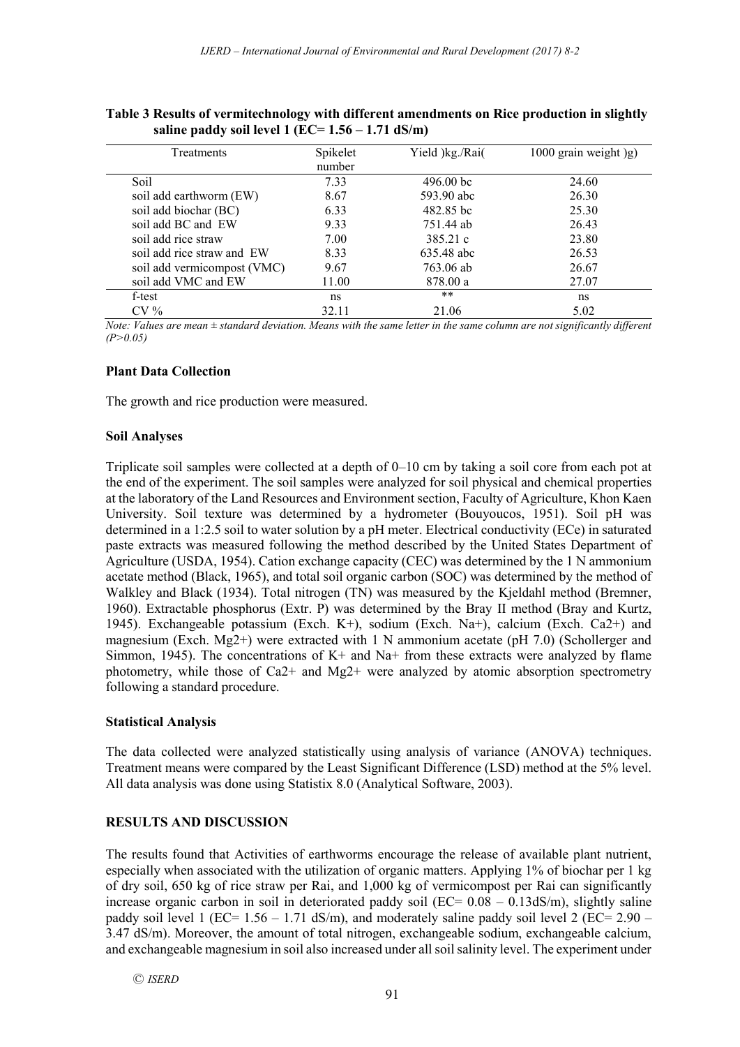**Table 3 Results of vermitechnology with different amendments on Rice production in slightly saline paddy soil level 1 (EC= 1.56 – 1.71 dS/m)**

| Treatments | Spikelet number | Yield )kg./Rai( | 1000 grain weight )g) |
|---|---|---|---|
| Soil | 7.33 | 496.00 bc | 24.60 |
| soil add earthworm (EW) | 8.67 | 593.90 abc | 26.30 |
| soil add biochar (BC) | 6.33 | 482.85 bc | 25.30 |
| soil add BC and EW | 9.33 | 751.44 ab | 26.43 |
| soil add rice straw | 7.00 | 385.21 c | 23.80 |
| soil add rice straw and EW | 8.33 | 635.48 abc | 26.53 |
| soil add vermicompost (VMC) | 9.67 | 763.06 ab | 26.67 |
| soil add VMC and EW | 11.00 | 878.00 a | 27.07 |
| f-test | ns | ** | ns |
| CV % | 32.11 | 21.06 | 5.02 |

*Note: Values are mean ± standard deviation. Means with the same letter in the same column are not significantly different (P>0.05)*

### Plant Data Collection

The growth and rice production were measured.

### Soil Analyses

Triplicate soil samples were collected at a depth of 0–10 cm by taking a soil core from each pot at the end of the experiment. The soil samples were analyzed for soil physical and chemical properties at the laboratory of the Land Resources and Environment section, Faculty of Agriculture, Khon Kaen University. Soil texture was determined by a hydrometer (Bouyoucos, 1951). Soil pH was determined in a 1:2.5 soil to water solution by a pH meter. Electrical conductivity (ECe) in saturated paste extracts was measured following the method described by the United States Department of Agriculture (USDA, 1954). Cation exchange capacity (CEC) was determined by the 1 N ammonium acetate method (Black, 1965), and total soil organic carbon (SOC) was determined by the method of Walkley and Black (1934). Total nitrogen (TN) was measured by the Kjeldahl method (Bremner, 1960). Extractable phosphorus (Extr. P) was determined by the Bray II method (Bray and Kurtz, 1945). Exchangeable potassium (Exch. $K^+$), sodium (Exch. $Na^+$), calcium (Exch. $Ca^{2+}$) and magnesium (Exch. $Mg^{2+}$) were extracted with 1 N ammonium acetate (pH 7.0) (Schollerger and Simmon, 1945). The concentrations of $K^+$ and $Na^+$ from these extracts were analyzed by flame photometry, while those of $Ca^{2+}$ and $Mg^{2+}$ were analyzed by atomic absorption spectrometry following a standard procedure.

### Statistical Analysis

The data collected were analyzed statistically using analysis of variance (ANOVA) techniques. Treatment means were compared by the Least Significant Difference (LSD) method at the 5% level. All data analysis was done using Statistix 8.0 (Analytical Software, 2003).

## RESULTS AND DISCUSSION

The results found that Activities of earthworms encourage the release of available plant nutrient, especially when associated with the utilization of organic matters. Applying 1% of biochar per 1 kg of dry soil, 650 kg of rice straw per Rai, and 1,000 kg of vermicompost per Rai can significantly increase organic carbon in soil in deteriorated paddy soil (EC= 0.08 – 0.13dS/m), slightly saline paddy soil level 1 (EC= 1.56 – 1.71 dS/m), and moderately saline paddy soil level 2 (EC= 2.90 – 3.47 dS/m). Moreover, the amount of total nitrogen, exchangeable sodium, exchangeable calcium, and exchangeable magnesium in soil also increased under all soil salinity level. The experiment under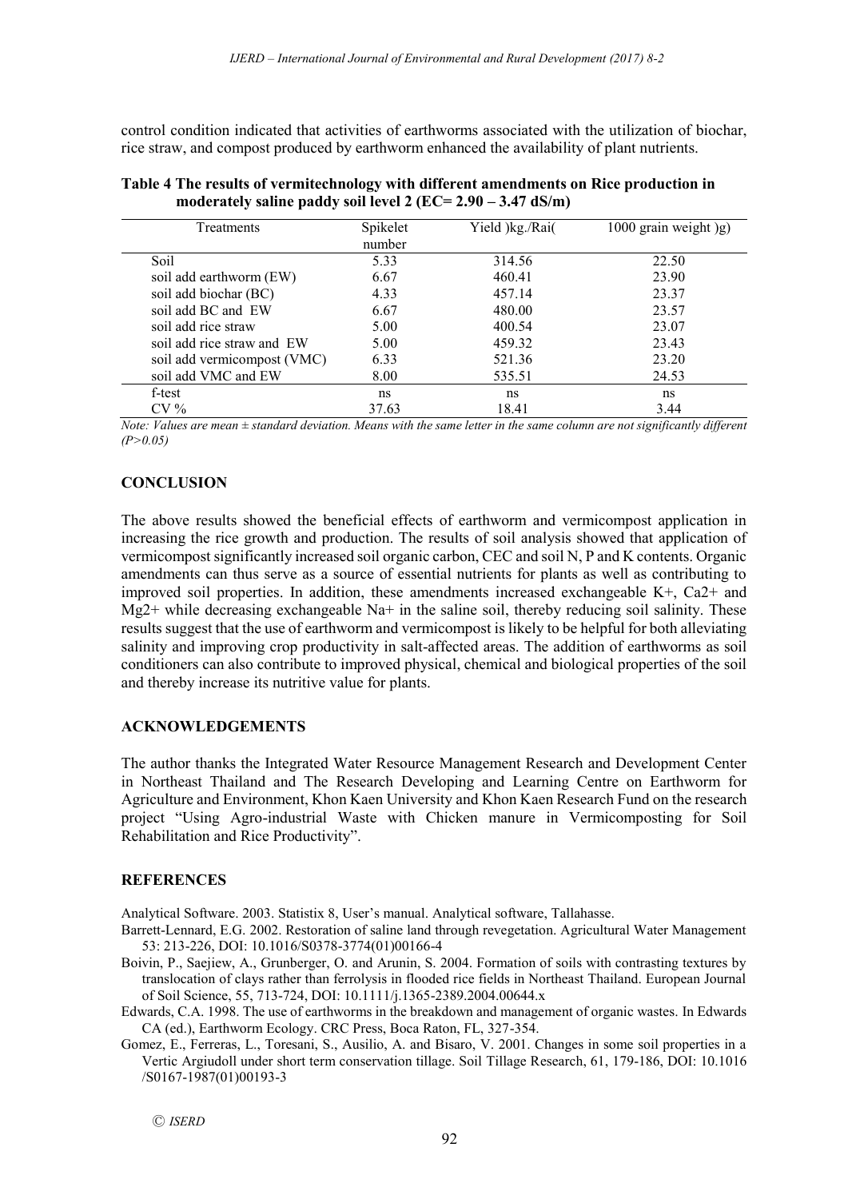control condition indicated that activities of earthworms associated with the utilization of biochar, rice straw, and compost produced by earthworm enhanced the availability of plant nutrients.

**Table 4 The results of vermitechnology with different amendments on Rice production in moderately saline paddy soil level 2 (EC= 2.90 – 3.47 dS/m)**

| Treatments | Spikelet number | Yield )kg./Rai( | 1000 grain weight )g) |
|---|---|---|---|
| Soil | 5.33 | 314.56 | 22.50 |
| soil add earthworm (EW) | 6.67 | 460.41 | 23.90 |
| soil add biochar (BC) | 4.33 | 457.14 | 23.37 |
| soil add BC and EW | 6.67 | 480.00 | 23.57 |
| soil add rice straw | 5.00 | 400.54 | 23.07 |
| soil add rice straw and EW | 5.00 | 459.32 | 23.43 |
| soil add vermicompost (VMC) | 6.33 | 521.36 | 23.20 |
| soil add VMC and EW | 8.00 | 535.51 | 24.53 |
| f-test | ns | ns | ns |
| CV % | 37.63 | 18.41 | 3.44 |

*Note: Values are mean ± standard deviation. Means with the same letter in the same column are not significantly different (P>0.05)*

## CONCLUSION

The above results showed the beneficial effects of earthworm and vermicompost application in increasing the rice growth and production. The results of soil analysis showed that application of vermicompost significantly increased soil organic carbon, CEC and soil N, P and K contents. Organic amendments can thus serve as a source of essential nutrients for plants as well as contributing to improved soil properties. In addition, these amendments increased exchangeable $K^+$, $Ca^{2+}$ and $Mg^{2+}$ while decreasing exchangeable $Na^+$ in the saline soil, thereby reducing soil salinity. These results suggest that the use of earthworm and vermicompost is likely to be helpful for both alleviating salinity and improving crop productivity in salt-affected areas. The addition of earthworms as soil conditioners can also contribute to improved physical, chemical and biological properties of the soil and thereby increase its nutritive value for plants.

## ACKNOWLEDGEMENTS

The author thanks the Integrated Water Resource Management Research and Development Center in Northeast Thailand and The Research Developing and Learning Centre on Earthworm for Agriculture and Environment, Khon Kaen University and Khon Kaen Research Fund on the research project "Using Agro-industrial Waste with Chicken manure in Vermicomposting for Soil Rehabilitation and Rice Productivity".

## REFERENCES

Analytical Software. 2003. Statistix 8, User's manual. Analytical software, Tallahasse.

Barrett-Lennard, E.G. 2002. Restoration of saline land through revegetation. Agricultural Water Management 53: 213-226, DOI: 10.1016/S0378-3774(01)00166-4

Boivin, P., Saejiew, A., Grunberger, O. and Arunin, S. 2004. Formation of soils with contrasting textures by translocation of clays rather than ferrolysis in flooded rice fields in Northeast Thailand. European Journal of Soil Science, 55, 713-724, DOI: 10.1111/j.1365-2389.2004.00644.x

Edwards, C.A. 1998. The use of earthworms in the breakdown and management of organic wastes. In Edwards CA (ed.), Earthworm Ecology. CRC Press, Boca Raton, FL, 327-354.

Gomez, E., Ferreras, L., Toresani, S., Ausilio, A. and Bisaro, V. 2001. Changes in some soil properties in a Vertic Argiudoll under short term conservation tillage. Soil Tillage Research, 61, 179-186, DOI: 10.1016 /S0167-1987(01)00193-3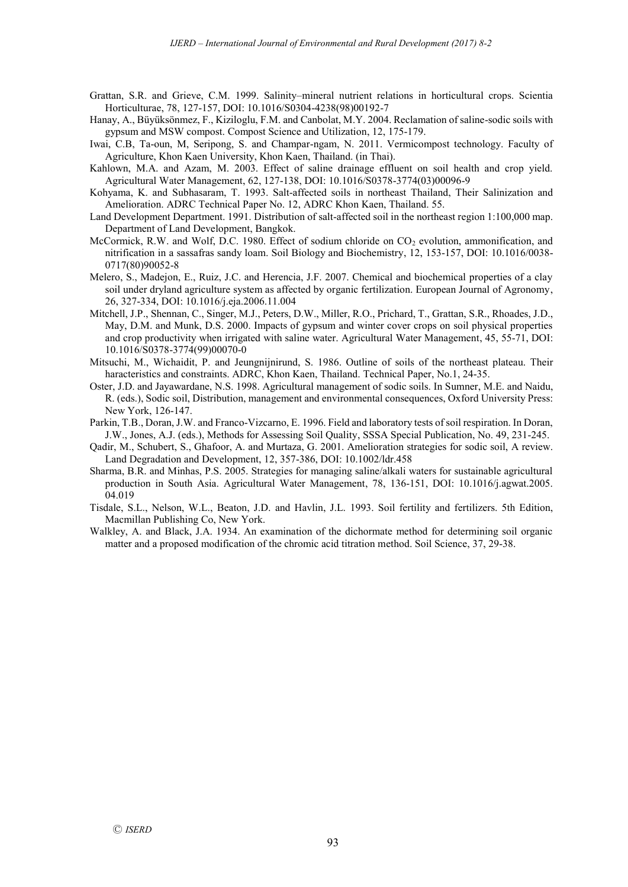Grattan, S.R. and Grieve, C.M. 1999. Salinity–mineral nutrient relations in horticultural crops. Scientia Horticulturae, 78, 127-157, DOI: 10.1016/S0304-4238(98)00192-7

Hanay, A., Büyüksönmez, F., Kiziloglu, F.M. and Canbolat, M.Y. 2004. Reclamation of saline-sodic soils with gypsum and MSW compost. Compost Science and Utilization, 12, 175-179.

Iwai, C.B, Ta-oun, M, Seripong, S. and Champar-ngam, N. 2011. Vermicompost technology. Faculty of Agriculture, Khon Kaen University, Khon Kaen, Thailand. (in Thai).

Kahlown, M.A. and Azam, M. 2003. Effect of saline drainage effluent on soil health and crop yield. Agricultural Water Management, 62, 127-138, DOI: 10.1016/S0378-3774(03)00096-9

Kohyama, K. and Subhasaram, T. 1993. Salt-affected soils in northeast Thailand, Their Salinization and Amelioration. ADRC Technical Paper No. 12, ADRC Khon Kaen, Thailand. 55.

Land Development Department. 1991. Distribution of salt-affected soil in the northeast region 1:100,000 map. Department of Land Development, Bangkok.

McCormick, R.W. and Wolf, D.C. 1980. Effect of sodium chloride on $CO_2$ evolution, ammonification, and nitrification in a sassafras sandy loam. Soil Biology and Biochemistry, 12, 153-157, DOI: 10.1016/0038-0717(80)90052-8

Melero, S., Madejon, E., Ruiz, J.C. and Herencia, J.F. 2007. Chemical and biochemical properties of a clay soil under dryland agriculture system as affected by organic fertilization. European Journal of Agronomy, 26, 327-334, DOI: 10.1016/j.eja.2006.11.004

Mitchell, J.P., Shennan, C., Singer, M.J., Peters, D.W., Miller, R.O., Prichard, T., Grattan, S.R., Rhoades, J.D., May, D.M. and Munk, D.S. 2000. Impacts of gypsum and winter cover crops on soil physical properties and crop productivity when irrigated with saline water. Agricultural Water Management, 45, 55-71, DOI: 10.1016/S0378-3774(99)00070-0

Mitsuchi, M., Wichaidit, P. and Jeungnijnirund, S. 1986. Outline of soils of the northeast plateau. Their haracteristics and constraints. ADRC, Khon Kaen, Thailand. Technical Paper, No.1, 24-35.

Oster, J.D. and Jayawardane, N.S. 1998. Agricultural management of sodic soils. In Sumner, M.E. and Naidu, R. (eds.), Sodic soil, Distribution, management and environmental consequences, Oxford University Press: New York, 126-147.

Parkin, T.B., Doran, J.W. and Franco-Vizcarno, E. 1996. Field and laboratory tests of soil respiration. In Doran, J.W., Jones, A.J. (eds.), Methods for Assessing Soil Quality, SSSA Special Publication, No. 49, 231-245.

Qadir, M., Schubert, S., Ghafoor, A. and Murtaza, G. 2001. Amelioration strategies for sodic soil, A review. Land Degradation and Development, 12, 357-386, DOI: 10.1002/ldr.458

Sharma, B.R. and Minhas, P.S. 2005. Strategies for managing saline/alkali waters for sustainable agricultural production in South Asia. Agricultural Water Management, 78, 136-151, DOI: 10.1016/j.agwat.2005.04.019

Tisdale, S.L., Nelson, W.L., Beaton, J.D. and Havlin, J.L. 1993. Soil fertility and fertilizers. 5th Edition, Macmillan Publishing Co, New York.

Walkley, A. and Black, J.A. 1934. An examination of the dichormate method for determining soil organic matter and a proposed modification of the chromic acid titration method. Soil Science, 37, 29-38.